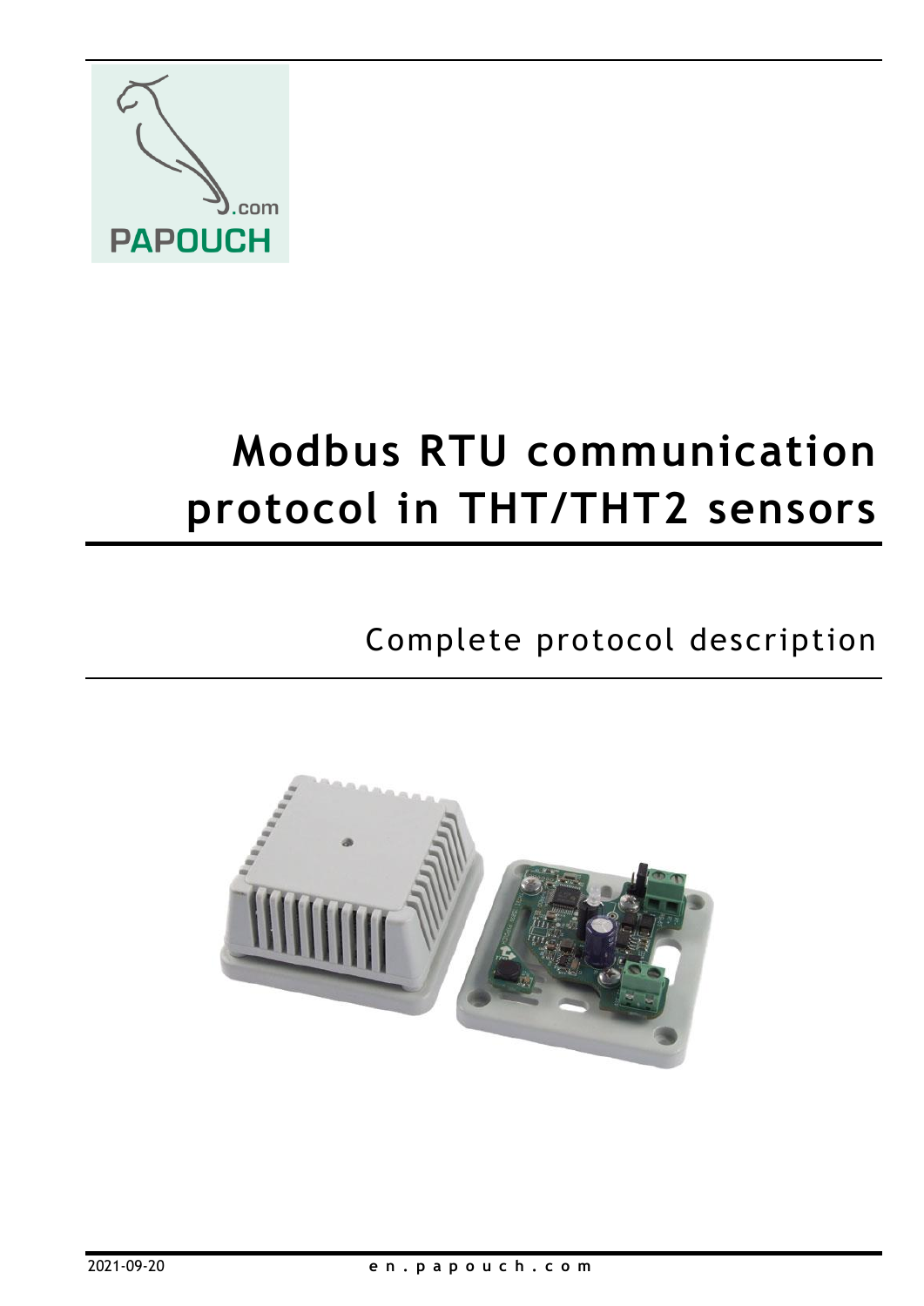# Modbus RTU communication protocol in THT/THT2 sensors

## Complete protocol description

2021-09-20

en.papouch.com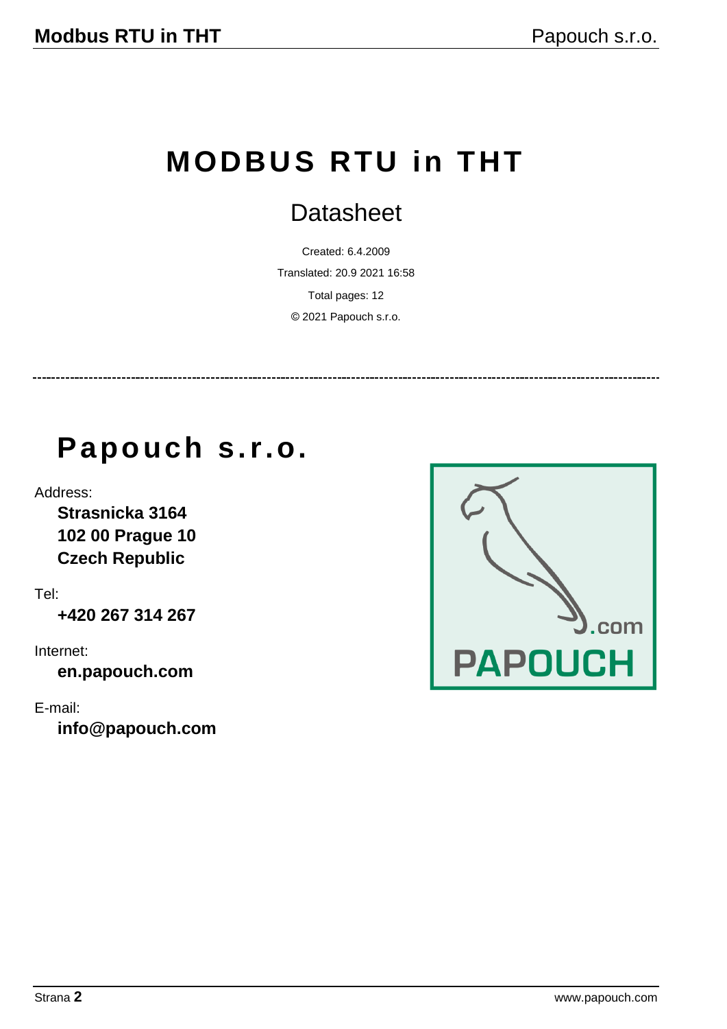# MODBUS RTU in THT

## Datasheet

Created: 6.4.2009

Translated: 20.9 2021 16:58

Total pages: 12

© 2021 Papouch s.r.o.

---

# Papouch s.r.o.

Address:

**Strasnicka 3164**
**102 00 Prague 10**
**Czech Republic**

Tel:

**+420 267 314 267**

Internet:

**en.papouch.com**

E-mail:

**info@papouch.com**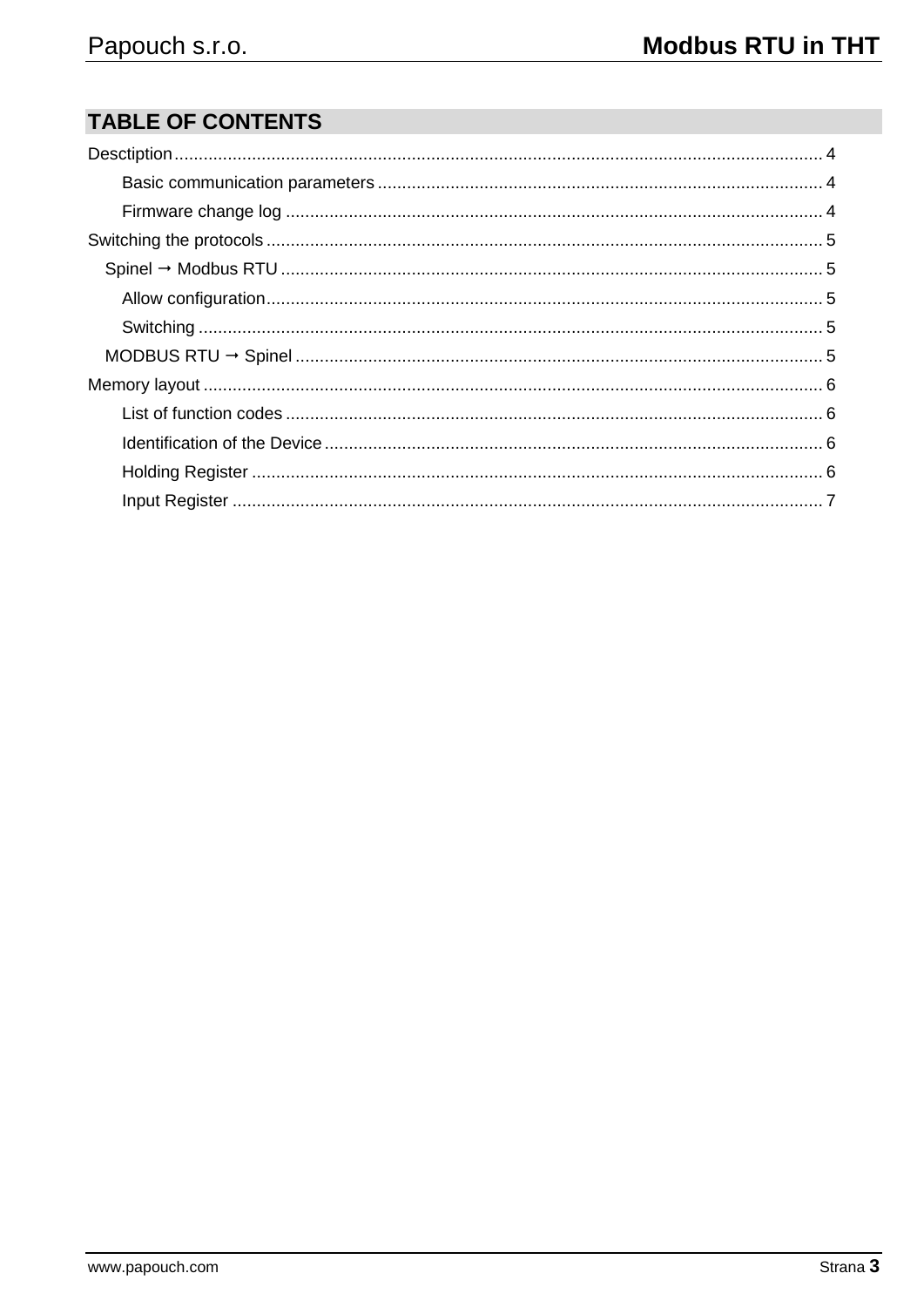## TABLE OF CONTENTS

Desctiption ..... 4
- Basic communication parameters ..... 4
- Firmware change log ..... 4

Switching the protocols ..... 5
- Spinel → Modbus RTU ..... 5
  - Allow configuration ..... 5
  - Switching ..... 5
- MODBUS RTU → Spinel ..... 5

Memory layout ..... 6
- List of function codes ..... 6
- Identification of the Device ..... 6
- Holding Register ..... 6
- Input Register ..... 7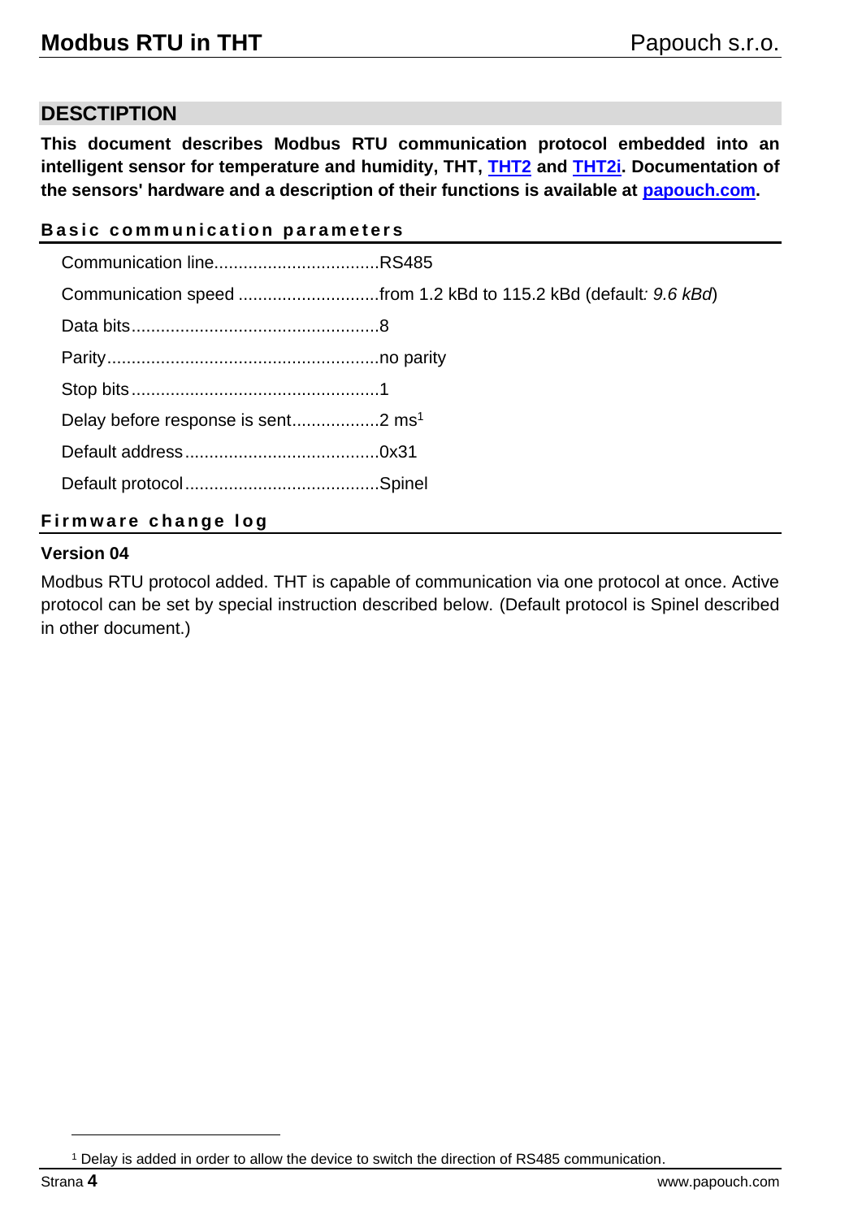## DESCTIPTION

**This document describes Modbus RTU communication protocol embedded into an intelligent sensor for temperature and humidity, THT, THT2 and THT2i. Documentation of the sensors' hardware and a description of their functions is available at papouch.com.**

### Basic communication parameters

Communication line..................................RS485

Communication speed ............................from 1.2 kBd to 115.2 kBd (default*: 9.6 kBd*)

Data bits..................................................8

Parity.......................................................no parity

Stop bits..................................................1

Delay before response is sent.................2 ms[1]

Default address........................................0x31

Default protocol........................................Spinel

### Firmware change log

**Version 04**

Modbus RTU protocol added. THT is capable of communication via one protocol at once. Active protocol can be set by special instruction described below. (Default protocol is Spinel described in other document.)

[1] Delay is added in order to allow the device to switch the direction of RS485 communication.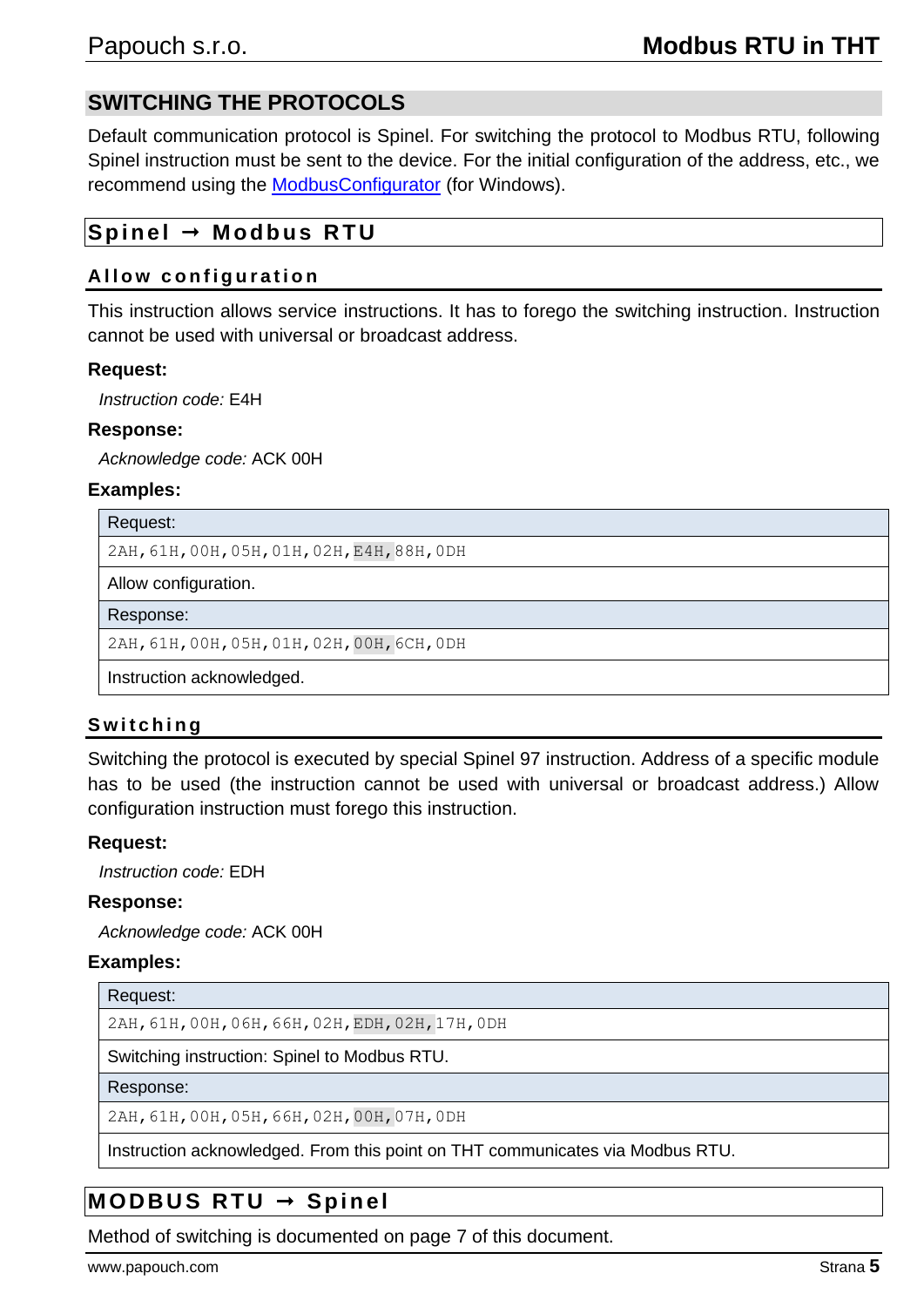## SWITCHING THE PROTOCOLS

Default communication protocol is Spinel. For switching the protocol to Modbus RTU, following Spinel instruction must be sent to the device. For the initial configuration of the address, etc., we recommend using the ModbusConfigurator (for Windows).

## Spinel → Modbus RTU

### Allow configuration

This instruction allows service instructions. It has to forego the switching instruction. Instruction cannot be used with universal or broadcast address.

**Request:**

*Instruction code:* E4H

**Response:**

*Acknowledge code:* ACK 00H

**Examples:**

| Request: |
| --- |
| `2AH,61H,00H,05H,01H,02H,E4H,88H,0DH` |
| Allow configuration. |
| Response: |
| `2AH,61H,00H,05H,01H,02H,00H,6CH,0DH` |
| Instruction acknowledged. |

### Switching

Switching the protocol is executed by special Spinel 97 instruction. Address of a specific module has to be used (the instruction cannot be used with universal or broadcast address.) Allow configuration instruction must forego this instruction.

**Request:**

*Instruction code:* EDH

**Response:**

*Acknowledge code:* ACK 00H

**Examples:**

| Request: |
| --- |
| `2AH,61H,00H,06H,66H,02H,EDH,02H,17H,0DH` |
| Switching instruction: Spinel to Modbus RTU. |
| Response: |
| `2AH,61H,00H,05H,66H,02H,00H,07H,0DH` |
| Instruction acknowledged. From this point on THT communicates via Modbus RTU. |

## MODBUS RTU → Spinel

Method of switching is documented on page 7 of this document.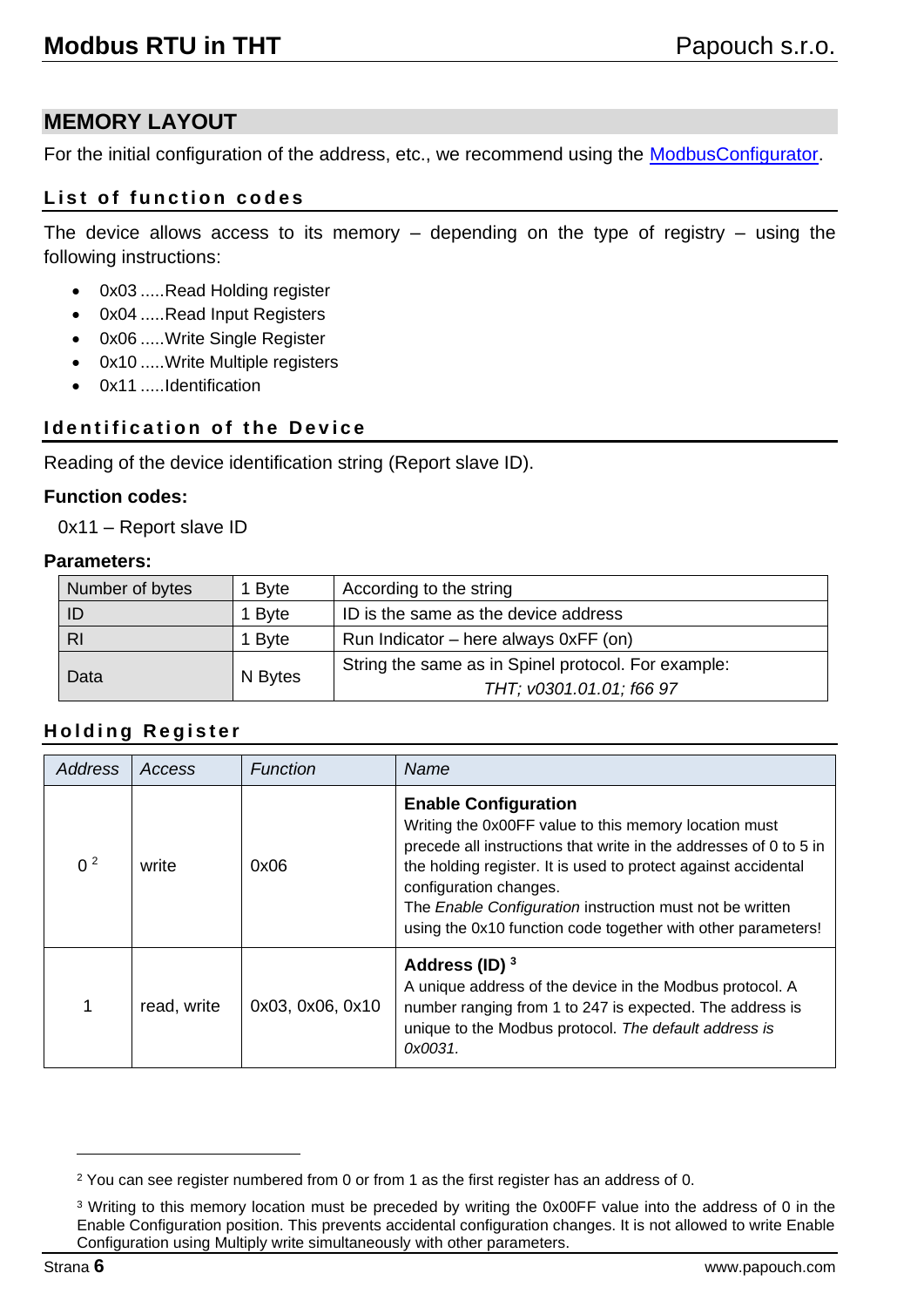## MEMORY LAYOUT

For the initial configuration of the address, etc., we recommend using the ModbusConfigurator.

### List of function codes

The device allows access to its memory – depending on the type of registry – using the following instructions:

- 0x03 .....Read Holding register
- 0x04 .....Read Input Registers
- 0x06 .....Write Single Register
- 0x10 .....Write Multiple registers
- 0x11 .....Identification

### Identification of the Device

Reading of the device identification string (Report slave ID).

**Function codes:**

0x11 – Report slave ID

**Parameters:**

| | | |
|---|---|---|
| Number of bytes | 1 Byte | According to the string |
| ID | 1 Byte | ID is the same as the device address |
| RI | 1 Byte | Run Indicator – here always 0xFF (on) |
| Data | N Bytes | String the same as in Spinel protocol. For example: *THT; v0301.01.01; f66 97* |

### Holding Register

| *Address* | *Access* | *Function* | *Name* |
|---|---|---|---|
| 0 [2] | write | 0x06 | **Enable Configuration** Writing the 0x00FF value to this memory location must precede all instructions that write in the addresses of 0 to 5 in the holding register. It is used to protect against accidental configuration changes. The *Enable Configuration* instruction must not be written using the 0x10 function code together with other parameters! |
| 1 | read, write | 0x03, 0x06, 0x10 | **Address (ID) [3]** A unique address of the device in the Modbus protocol. A number ranging from 1 to 247 is expected. The address is unique to the Modbus protocol. *The default address is 0x0031.* |

---

[2] You can see register numbered from 0 or from 1 as the first register has an address of 0.

[3] Writing to this memory location must be preceded by writing the 0x00FF value into the address of 0 in the Enable Configuration position. This prevents accidental configuration changes. It is not allowed to write Enable Configuration using Multiply write simultaneously with other parameters.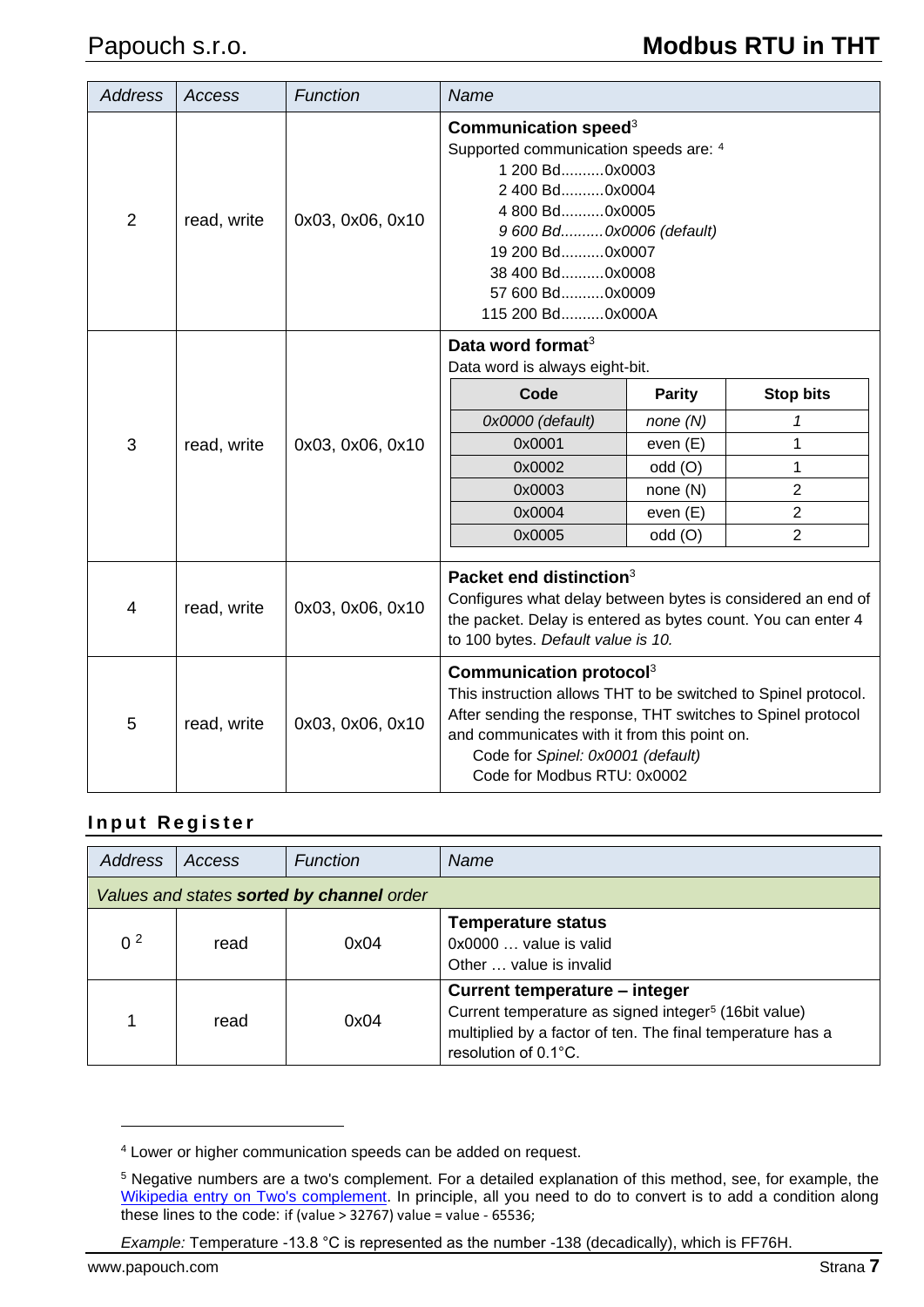| Address | Access | Function | Name |
|---|---|---|---|
| 2 | read, write | 0x03, 0x06, 0x10 | **Communication speed**[3]<br>Supported communication speeds are: [4]<br>1 200 Bd..........0x0003<br>2 400 Bd..........0x0004<br>4 800 Bd..........0x0005<br>*9 600 Bd..........0x0006 (default)*<br>19 200 Bd..........0x0007<br>38 400 Bd..........0x0008<br>57 600 Bd..........0x0009<br>115 200 Bd..........0x000A |
| 3 | read, write | 0x03, 0x06, 0x10 | **Data word format**[3]<br>Data word is always eight-bit.<br>**Code** / **Parity** / **Stop bits**:<br>*0x0000 (default)* – *none (N)* – *1*<br>0x0001 – even (E) – 1<br>0x0002 – odd (O) – 1<br>0x0003 – none (N) – 2<br>0x0004 – even (E) – 2<br>0x0005 – odd (O) – 2 |
| 4 | read, write | 0x03, 0x06, 0x10 | **Packet end distinction**[3]<br>Configures what delay between bytes is considered an end of the packet. Delay is entered as bytes count. You can enter 4 to 100 bytes. *Default value is 10.* |
| 5 | read, write | 0x03, 0x06, 0x10 | **Communication protocol**[3]<br>This instruction allows THT to be switched to Spinel protocol. After sending the response, THT switches to Spinel protocol and communicates with it from this point on.<br>Code for *Spinel: 0x0001 (default)*<br>Code for Modbus RTU: 0x0002 |

## Input Register

| Address | Access | Function | Name |
|---|---|---|---|
| *Values and states **sorted by channel** order* | | | |
| 0 [2] | read | 0x04 | **Temperature status**<br>0x0000 … value is valid<br>Other … value is invalid |
| 1 | read | 0x04 | **Current temperature – integer**<br>Current temperature as signed integer[5] (16bit value) multiplied by a factor of ten. The final temperature has a resolution of 0.1°C. |

---

[4] Lower or higher communication speeds can be added on request.

[5] Negative numbers are a two's complement. For a detailed explanation of this method, see, for example, the [Wikipedia entry on Two's complement](https://en.wikipedia.org/wiki/Two%27s_complement). In principle, all you need to do to convert is to add a condition along these lines to the code: `if (value > 32767) value = value - 65536;`

*Example:* Temperature -13.8 °C is represented as the number -138 (decadically), which is FF76H.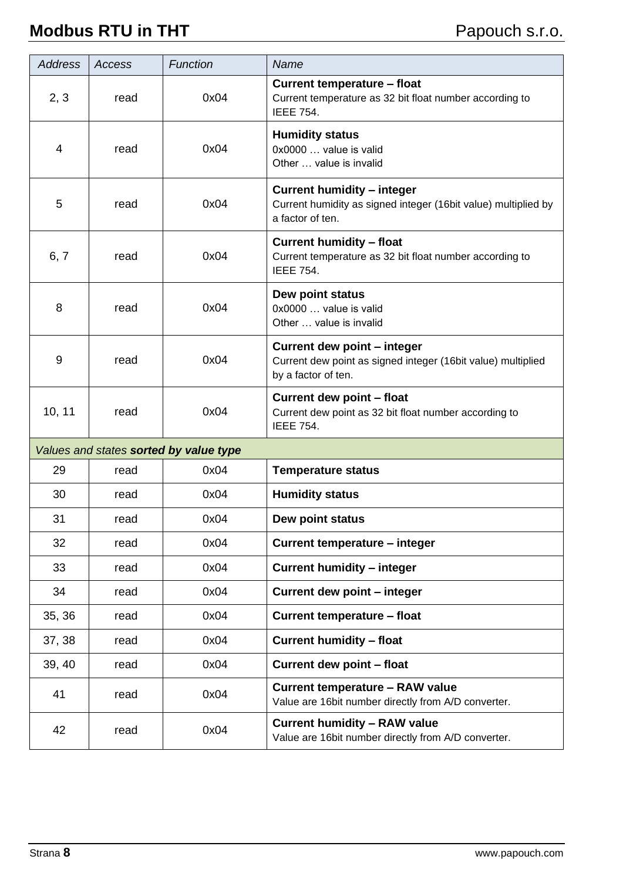| *Address* | *Access* | *Function* | *Name* |
|---|---|---|---|
| 2, 3 | read | 0x04 | **Current temperature – float**<br>Current temperature as 32 bit float number according to IEEE 754. |
| 4 | read | 0x04 | **Humidity status**<br>0x0000 … value is valid<br>Other … value is invalid |
| 5 | read | 0x04 | **Current humidity – integer**<br>Current humidity as signed integer (16bit value) multiplied by a factor of ten. |
| 6, 7 | read | 0x04 | **Current humidity – float**<br>Current temperature as 32 bit float number according to IEEE 754. |
| 8 | read | 0x04 | **Dew point status**<br>0x0000 … value is valid<br>Other … value is invalid |
| 9 | read | 0x04 | **Current dew point – integer**<br>Current dew point as signed integer (16bit value) multiplied by a factor of ten. |
| 10, 11 | read | 0x04 | **Current dew point – float**<br>Current dew point as 32 bit float number according to IEEE 754. |
| *Values and states **sorted by value type*** | | | |
| 29 | read | 0x04 | **Temperature status** |
| 30 | read | 0x04 | **Humidity status** |
| 31 | read | 0x04 | **Dew point status** |
| 32 | read | 0x04 | **Current temperature – integer** |
| 33 | read | 0x04 | **Current humidity – integer** |
| 34 | read | 0x04 | **Current dew point – integer** |
| 35, 36 | read | 0x04 | **Current temperature – float** |
| 37, 38 | read | 0x04 | **Current humidity – float** |
| 39, 40 | read | 0x04 | **Current dew point – float** |
| 41 | read | 0x04 | **Current temperature – RAW value**<br>Value are 16bit number directly from A/D converter. |
| 42 | read | 0x04 | **Current humidity – RAW value**<br>Value are 16bit number directly from A/D converter. |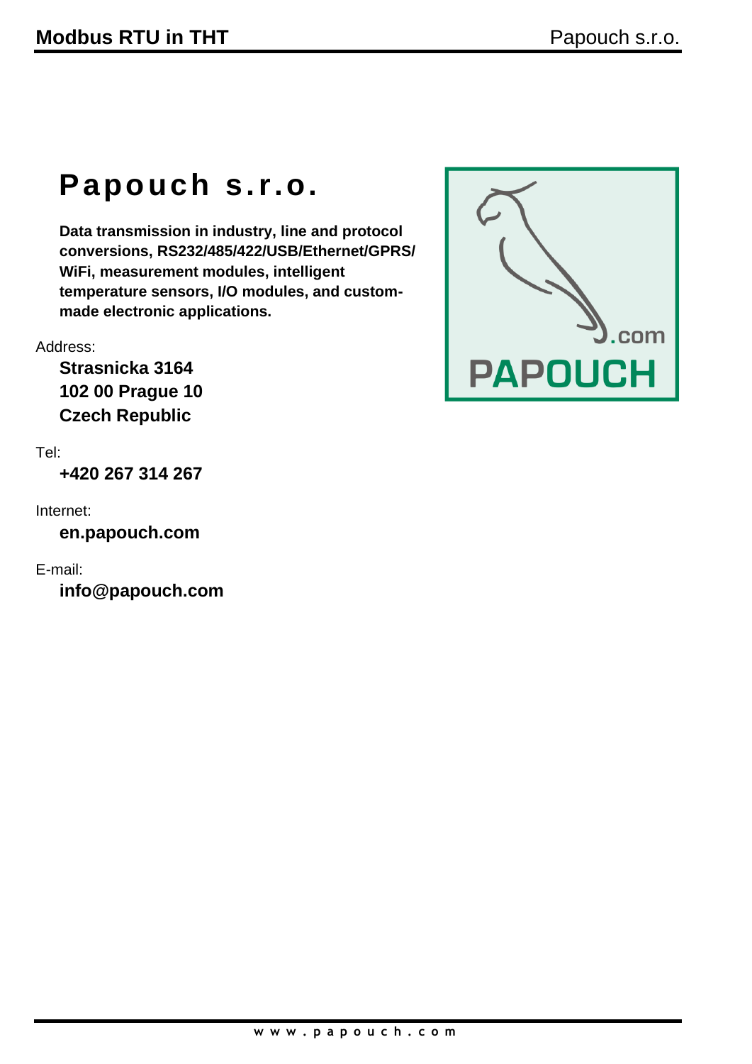# Papouch s.r.o.

**Data transmission in industry, line and protocol conversions, RS232/485/422/USB/Ethernet/GPRS/WiFi, measurement modules, intelligent temperature sensors, I/O modules, and custom-made electronic applications.**

Address:

**Strasnicka 3164**
**102 00 Prague 10**
**Czech Republic**

Tel:

**+420 267 314 267**

Internet:

**en.papouch.com**

E-mail:

**info@papouch.com**